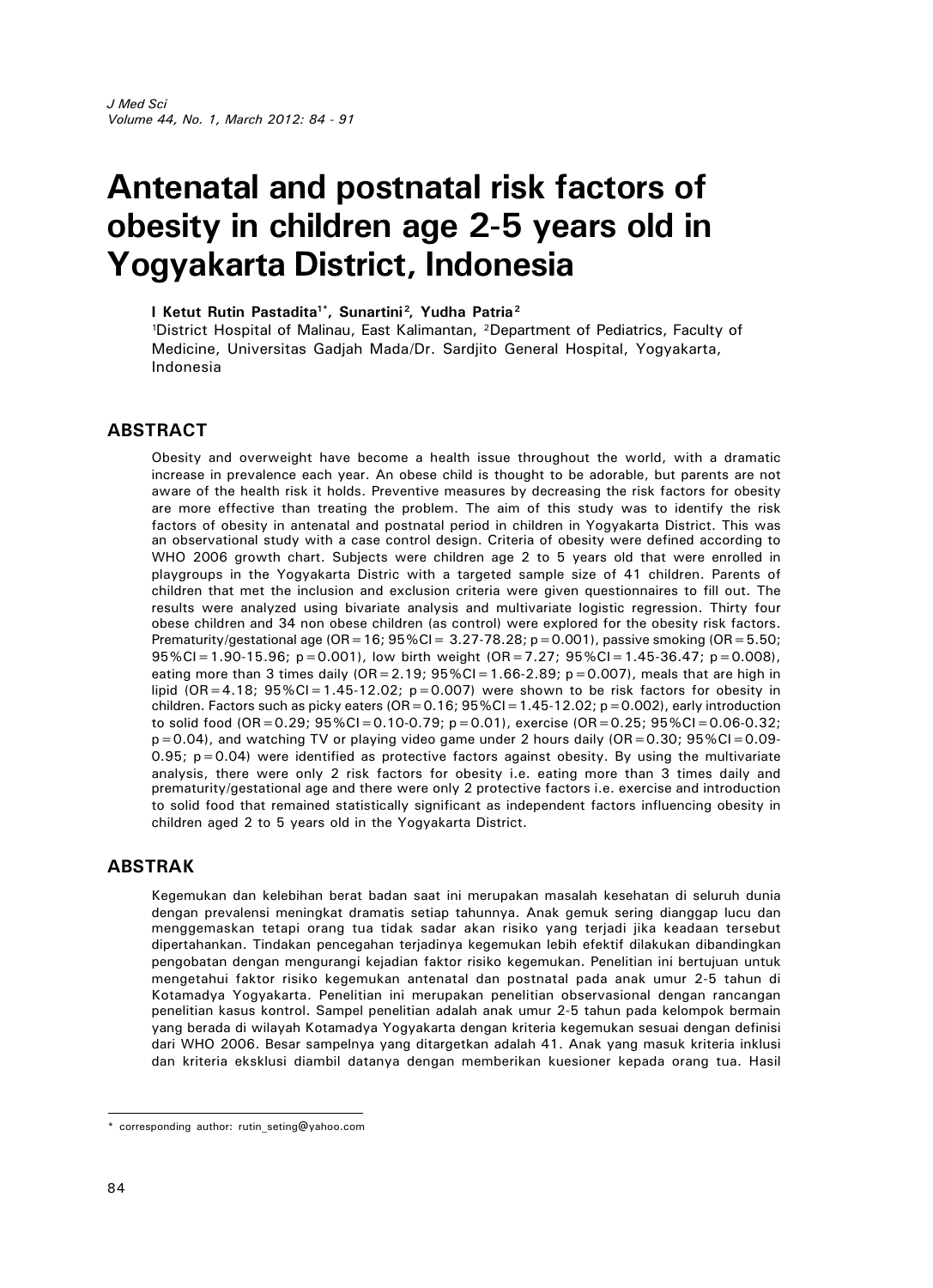# Antenatal and postnatal risk factors of obesity in children age 2-5 years old in Yogyakarta District, Indonesia

**I Ketut Rutin Pastadita[1*], Sunartini[2], Yudha Patria[2]**

[1]District Hospital of Malinau, East Kalimantan, [2]Department of Pediatrics, Faculty of Medicine, Universitas Gadjah Mada/Dr. Sardjito General Hospital, Yogyakarta, Indonesia

## ABSTRACT

Obesity and overweight have become a health issue throughout the world, with a dramatic increase in prevalence each year. An obese child is thought to be adorable, but parents are not aware of the health risk it holds. Preventive measures by decreasing the risk factors for obesity are more effective than treating the problem. The aim of this study was to identify the risk factors of obesity in antenatal and postnatal period in children in Yogyakarta District. This was an observational study with a case control design. Criteria of obesity were defined according to WHO 2006 growth chart. Subjects were children age 2 to 5 years old that were enrolled in playgroups in the Yogyakarta Distric with a targeted sample size of 41 children. Parents of children that met the inclusion and exclusion criteria were given questionnaires to fill out. The results were analyzed using bivariate analysis and multivariate logistic regression. Thirty four obese children and 34 non obese children (as control) were explored for the obesity risk factors. Prematurity/gestational age (OR=16; 95%CI= 3.27-78.28; p=0.001), passive smoking (OR=5.50; 95%CI=1.90-15.96; p=0.001), low birth weight (OR=7.27; 95%CI=1.45-36.47; p=0.008), eating more than 3 times daily (OR=2.19; 95%CI=1.66-2.89; p=0.007), meals that are high in lipid (OR=4.18; 95%CI=1.45-12.02; p=0.007) were shown to be risk factors for obesity in children. Factors such as picky eaters (OR=0.16; 95%CI=1.45-12.02; p=0.002), early introduction to solid food (OR=0.29; 95%CI=0.10-0.79; p=0.01), exercise (OR=0.25; 95%CI=0.06-0.32; p=0.04), and watching TV or playing video game under 2 hours daily (OR=0.30; 95%CI=0.09-0.95; p=0.04) were identified as protective factors against obesity. By using the multivariate analysis, there were only 2 risk factors for obesity i.e. eating more than 3 times daily and prematurity/gestational age and there were only 2 protective factors i.e. exercise and introduction to solid food that remained statistically significant as independent factors influencing obesity in children aged 2 to 5 years old in the Yogyakarta District.

## ABSTRAK

Kegemukan dan kelebihan berat badan saat ini merupakan masalah kesehatan di seluruh dunia dengan prevalensi meningkat dramatis setiap tahunnya. Anak gemuk sering dianggap lucu dan menggemaskan tetapi orang tua tidak sadar akan risiko yang terjadi jika keadaan tersebut dipertahankan. Tindakan pencegahan terjadinya kegemukan lebih efektif dilakukan dibandingkan pengobatan dengan mengurangi kejadian faktor risiko kegemukan. Penelitian ini bertujuan untuk mengetahui faktor risiko kegemukan antenatal dan postnatal pada anak umur 2-5 tahun di Kotamadya Yogyakarta. Penelitian ini merupakan penelitian observasional dengan rancangan penelitian kasus kontrol. Sampel penelitian adalah anak umur 2-5 tahun pada kelompok bermain yang berada di wilayah Kotamadya Yogyakarta dengan kriteria kegemukan sesuai dengan definisi dari WHO 2006. Besar sampelnya yang ditargetkan adalah 41. Anak yang masuk kriteria inklusi dan kriteria eksklusi diambil datanya dengan memberikan kuesioner kepada orang tua. Hasil

\* corresponding author: rutin_seting@yahoo.com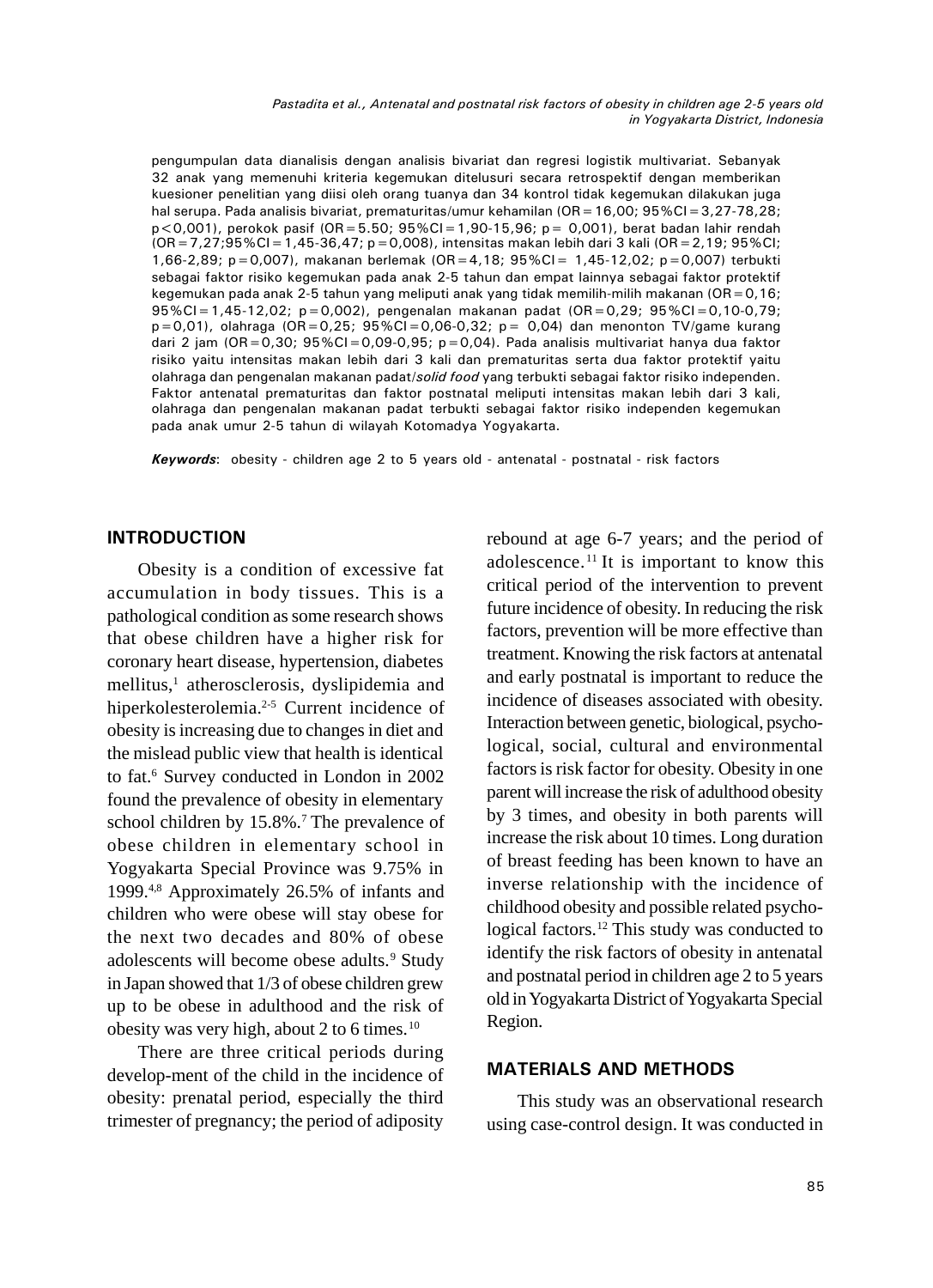pengumpulan data dianalisis dengan analisis bivariat dan regresi logistik multivariat. Sebanyak 32 anak yang memenuhi kriteria kegemukan ditelusuri secara retrospektif dengan memberikan kuesioner penelitian yang diisi oleh orang tuanya dan 34 kontrol tidak kegemukan dilakukan juga hal serupa. Pada analisis bivariat, prematuritas/umur kehamilan (OR=16,00; 95%CI=3,27-78,28; p<0,001), perokok pasif (OR=5.50; 95%CI=1,90-15,96; p= 0,001), berat badan lahir rendah (OR=7,27;95%CI=1,45-36,47; p=0,008), intensitas makan lebih dari 3 kali (OR=2,19; 95%CI; 1,66-2,89; p=0,007), makanan berlemak (OR=4,18; 95%CI= 1,45-12,02; p=0,007) terbukti sebagai faktor risiko kegemukan pada anak 2-5 tahun dan empat lainnya sebagai faktor protektif kegemukan pada anak 2-5 tahun yang meliputi anak yang tidak memilih-milih makanan (OR=0,16; 95%CI=1,45-12,02; p=0,002), pengenalan makanan padat (OR=0,29; 95%CI=0,10-0,79; p=0,01), olahraga (OR=0,25; 95%CI=0,06-0,32; p= 0,04) dan menonton TV/game kurang dari 2 jam (OR=0,30; 95%CI=0,09-0,95; p=0,04). Pada analisis multivariat hanya dua faktor risiko yaitu intensitas makan lebih dari 3 kali dan prematuritas serta dua faktor protektif yaitu olahraga dan pengenalan makanan padat/*solid food* yang terbukti sebagai faktor risiko independen. Faktor antenatal prematuritas dan faktor postnatal meliputi intensitas makan lebih dari 3 kali, olahraga dan pengenalan makanan padat terbukti sebagai faktor risiko independen kegemukan pada anak umur 2-5 tahun di wilayah Kotomadya Yogyakarta.

***Keywords***: obesity - children age 2 to 5 years old - antenatal - postnatal - risk factors

## INTRODUCTION

Obesity is a condition of excessive fat accumulation in body tissues. This is a pathological condition as some research shows that obese children have a higher risk for coronary heart disease, hypertension, diabetes mellitus,[1] atherosclerosis, dyslipidemia and hiperkolesterolemia.[2-5] Current incidence of obesity is increasing due to changes in diet and the mislead public view that health is identical to fat.[6] Survey conducted in London in 2002 found the prevalence of obesity in elementary school children by 15.8%.[7] The prevalence of obese children in elementary school in Yogyakarta Special Province was 9.75% in 1999.[4,8] Approximately 26.5% of infants and children who were obese will stay obese for the next two decades and 80% of obese adolescents will become obese adults.[9] Study in Japan showed that 1/3 of obese children grew up to be obese in adulthood and the risk of obesity was very high, about 2 to 6 times.[10]

There are three critical periods during develop-ment of the child in the incidence of obesity: prenatal period, especially the third trimester of pregnancy; the period of adiposity rebound at age 6-7 years; and the period of adolescence.[11] It is important to know this critical period of the intervention to prevent future incidence of obesity. In reducing the risk factors, prevention will be more effective than treatment. Knowing the risk factors at antenatal and early postnatal is important to reduce the incidence of diseases associated with obesity. Interaction between genetic, biological, psychological, social, cultural and environmental factors is risk factor for obesity. Obesity in one parent will increase the risk of adulthood obesity by 3 times, and obesity in both parents will increase the risk about 10 times. Long duration of breast feeding has been known to have an inverse relationship with the incidence of childhood obesity and possible related psychological factors.[12] This study was conducted to identify the risk factors of obesity in antenatal and postnatal period in children age 2 to 5 years old in Yogyakarta District of Yogyakarta Special Region.

## MATERIALS AND METHODS

This study was an observational research using case-control design. It was conducted in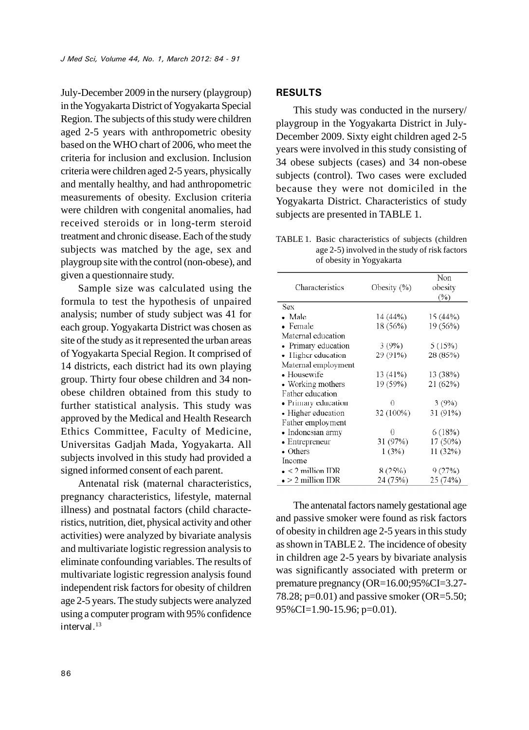July-December 2009 in the nursery (playgroup) in the Yogyakarta District of Yogyakarta Special Region. The subjects of this study were children aged 2-5 years with anthropometric obesity based on the WHO chart of 2006, who meet the criteria for inclusion and exclusion. Inclusion criteria were children aged 2-5 years, physically and mentally healthy, and had anthropometric measurements of obesity. Exclusion criteria were children with congenital anomalies, had received steroids or in long-term steroid treatment and chronic disease. Each of the study subjects was matched by the age, sex and playgroup site with the control (non-obese), and given a questionnaire study.

Sample size was calculated using the formula to test the hypothesis of unpaired analysis; number of study subject was 41 for each group. Yogyakarta District was chosen as site of the study as it represented the urban areas of Yogyakarta Special Region. It comprised of 14 districts, each district had its own playing group. Thirty four obese children and 34 non-obese children obtained from this study to further statistical analysis. This study was approved by the Medical and Health Research Ethics Committee, Faculty of Medicine, Universitas Gadjah Mada, Yogyakarta. All subjects involved in this study had provided a signed informed consent of each parent.

Antenatal risk (maternal characteristics, pregnancy characteristics, lifestyle, maternal illness) and postnatal factors (child characteristics, nutrition, diet, physical activity and other activities) were analyzed by bivariate analysis and multivariate logistic regression analysis to eliminate confounding variables. The results of multivariate logistic regression analysis found independent risk factors for obesity of children age 2-5 years. The study subjects were analyzed using a computer program with 95% confidence interval.[13]

## RESULTS

This study was conducted in the nursery/ playgroup in the Yogyakarta District in July-December 2009. Sixty eight children aged 2-5 years were involved in this study consisting of 34 obese subjects (cases) and 34 non-obese subjects (control). Two cases were excluded because they were not domiciled in the Yogyakarta District. Characteristics of study subjects are presented in TABLE 1.

TABLE 1. Basic characteristics of subjects (children age 2-5) involved in the study of risk factors of obesity in Yogyakarta

| Characteristics | Obesity (%) | Non obesity (%) |
|---|---|---|
| Sex | | |
| • Male | 14 (44%) | 15 (44%) |
| • Female | 18 (56%) | 19 (56%) |
| Maternal education | | |
| • Primary education | 3 (9%) | 5 (15%) |
| • Higher education | 29 (91%) | 28 (85%) |
| Maternal employment | | |
| • Housewife | 13 (41%) | 13 (38%) |
| • Working mothers | 19 (59%) | 21 (62%) |
| Father education | | |
| • Primary education | 0 | 3 (9%) |
| • Higher education | 32 (100%) | 31 (91%) |
| Father employment | | |
| • Indonesian army | 0 | 6 (18%) |
| • Entrepreneur | 31 (97%) | 17 (50%) |
| • Others | 1 (3%) | 11 (32%) |
| Income | | |
| • < 2 million IDR | 8 (25%) | 9 (27%) |
| • > 2 million IDR | 24 (75%) | 25 (74%) |

The antenatal factors namely gestational age and passive smoker were found as risk factors of obesity in children age 2-5 years in this study as shown in TABLE 2. The incidence of obesity in children age 2-5 years by bivariate analysis was significantly associated with preterm or premature pregnancy (OR=16.00;95%CI=3.27-78.28; p=0.01) and passive smoker (OR=5.50; 95%CI=1.90-15.96; p=0.01).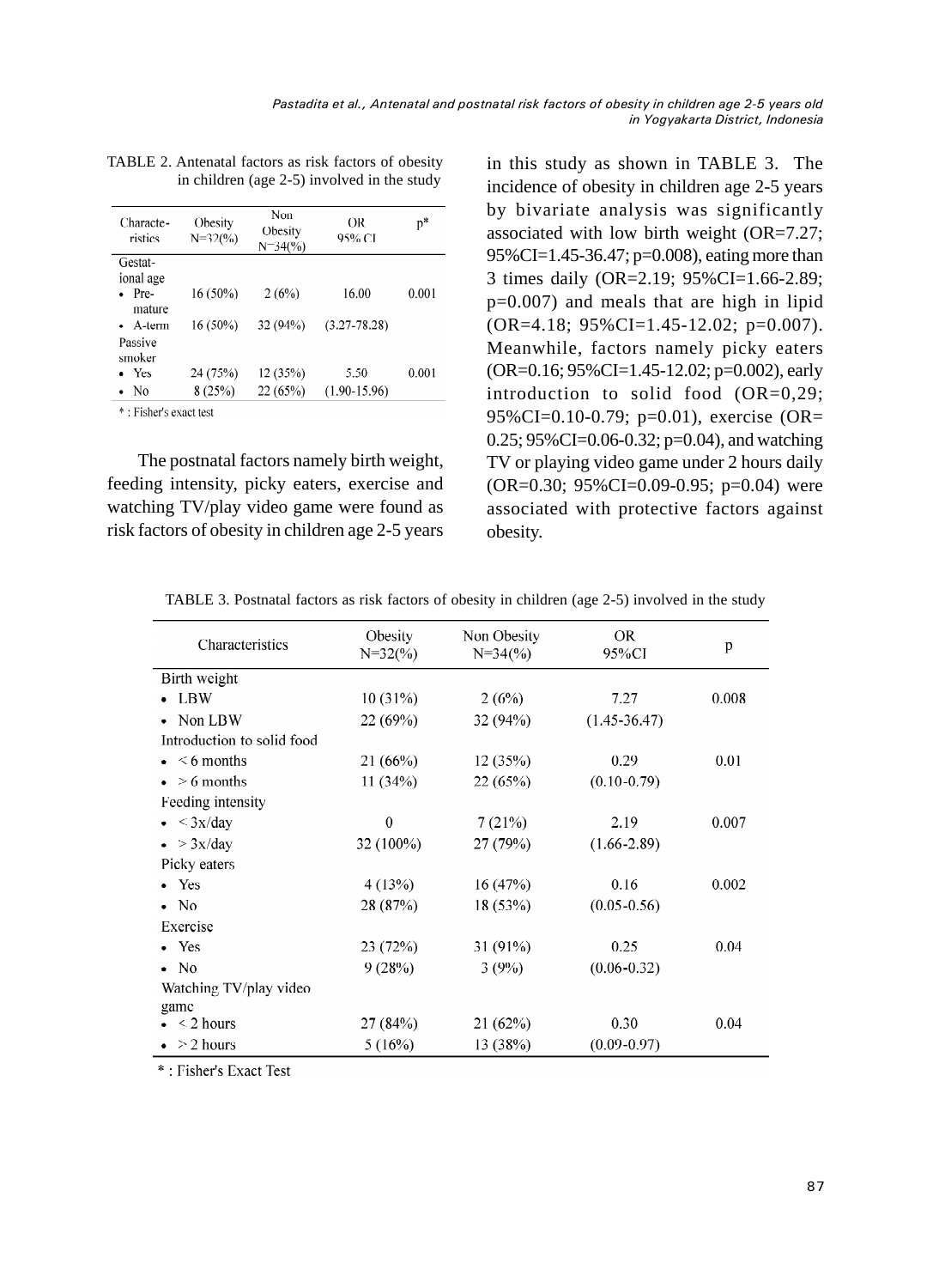TABLE 2. Antenatal factors as risk factors of obesity in children (age 2-5) involved in the study

| Characteristics | Obesity N=32(%) | Non Obesity N=34(%) | OR 95% CI | p* |
|---|---|---|---|---|
| Gestational age | | | | |
| • Premature | 16 (50%) | 2 (6%) | 16.00 | 0.001 |
| • A-term | 16 (50%) | 32 (94%) | (3.27-78.28) | |
| Passive smoker | | | | |
| • Yes | 24 (75%) | 12 (35%) | 5.50 | 0.001 |
| • No | 8 (25%) | 22 (65%) | (1.90-15.96) | |

* : Fisher's exact test

The postnatal factors namely birth weight, feeding intensity, picky eaters, exercise and watching TV/play video game were found as risk factors of obesity in children age 2-5 years in this study as shown in TABLE 3. The incidence of obesity in children age 2-5 years by bivariate analysis was significantly associated with low birth weight (OR=7.27; 95%CI=1.45-36.47; p=0.008), eating more than 3 times daily (OR=2.19; 95%CI=1.66-2.89; p=0.007) and meals that are high in lipid (OR=4.18; 95%CI=1.45-12.02; p=0.007). Meanwhile, factors namely picky eaters (OR=0.16; 95%CI=1.45-12.02; p=0.002), early introduction to solid food (OR=0,29; 95%CI=0.10-0.79; p=0.01), exercise (OR= 0.25; 95%CI=0.06-0.32; p=0.04), and watching TV or playing video game under 2 hours daily (OR=0.30; 95%CI=0.09-0.95; p=0.04) were associated with protective factors against obesity.

TABLE 3. Postnatal factors as risk factors of obesity in children (age 2-5) involved in the study

| Characteristics | Obesity N=32(%) | Non Obesity N=34(%) | OR 95%CI | p |
|---|---|---|---|---|
| Birth weight | | | | |
| • LBW | 10 (31%) | 2 (6%) | 7.27 | 0.008 |
| • Non LBW | 22 (69%) | 32 (94%) | (1.45-36.47) | |
| Introduction to solid food | | | | |
| • < 6 months | 21 (66%) | 12 (35%) | 0.29 | 0.01 |
| • > 6 months | 11 (34%) | 22 (65%) | (0.10-0.79) | |
| Feeding intensity | | | | |
| • < 3x/day | 0 | 7 (21%) | 2.19 | 0.007 |
| • > 3x/day | 32 (100%) | 27 (79%) | (1.66-2.89) | |
| Picky eaters | | | | |
| • Yes | 4 (13%) | 16 (47%) | 0.16 | 0.002 |
| • No | 28 (87%) | 18 (53%) | (0.05-0.56) | |
| Exercise | | | | |
| • Yes | 23 (72%) | 31 (91%) | 0.25 | 0.04 |
| • No | 9 (28%) | 3 (9%) | (0.06-0.32) | |
| Watching TV/play video game | | | | |
| • < 2 hours | 27 (84%) | 21 (62%) | 0.30 | 0.04 |
| • > 2 hours | 5 (16%) | 13 (38%) | (0.09-0.97) | |

* : Fisher's Exact Test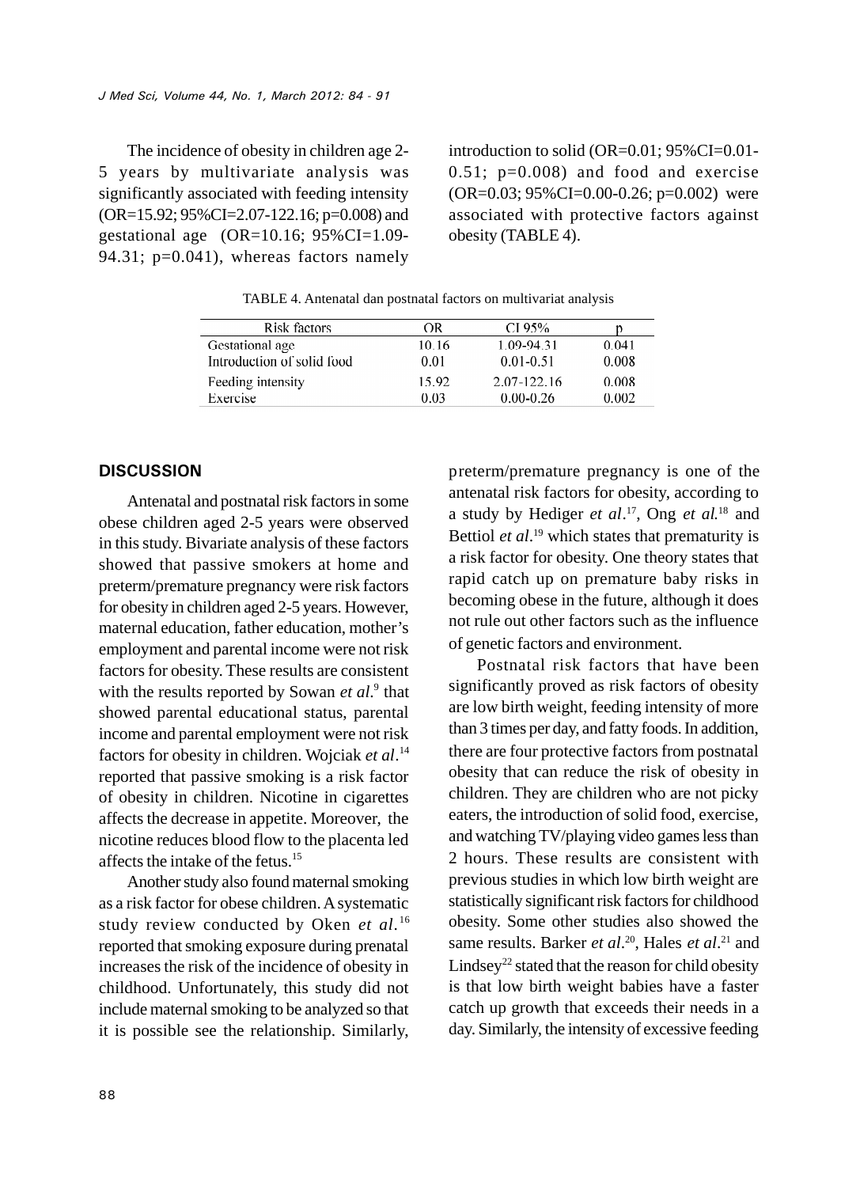The incidence of obesity in children age 2-5 years by multivariate analysis was significantly associated with feeding intensity (OR=15.92; 95%CI=2.07-122.16; p=0.008) and gestational age (OR=10.16; 95%CI=1.09-94.31; p=0.041), whereas factors namely introduction to solid (OR=0.01; 95%CI=0.01-0.51; p=0.008) and food and exercise (OR=0.03; 95%CI=0.00-0.26; p=0.002) were associated with protective factors against obesity (TABLE 4).

TABLE 4. Antenatal dan postnatal factors on multivariat analysis

| Risk factors | OR | CI 95% | p |
|---|---|---|---|
| Gestational age | 10.16 | 1.09-94.31 | 0.041 |
| Introduction of solid food | 0.01 | 0.01-0.51 | 0.008 |
| Feeding intensity | 15.92 | 2.07-122.16 | 0.008 |
| Exercise | 0.03 | 0.00-0.26 | 0.002 |

## DISCUSSION

Antenatal and postnatal risk factors in some obese children aged 2-5 years were observed in this study. Bivariate analysis of these factors showed that passive smokers at home and preterm/premature pregnancy were risk factors for obesity in children aged 2-5 years. However, maternal education, father education, mother's employment and parental income were not risk factors for obesity. These results are consistent with the results reported by Sowan *et al*.[9] that showed parental educational status, parental income and parental employment were not risk factors for obesity in children. Wojciak *et al*.[14] reported that passive smoking is a risk factor of obesity in children. Nicotine in cigarettes affects the decrease in appetite. Moreover, the nicotine reduces blood flow to the placenta led affects the intake of the fetus.[15]

Another study also found maternal smoking as a risk factor for obese children. A systematic study review conducted by Oken *et al*.[16] reported that smoking exposure during prenatal increases the risk of the incidence of obesity in childhood. Unfortunately, this study did not include maternal smoking to be analyzed so that it is possible see the relationship. Similarly, preterm/premature pregnancy is one of the antenatal risk factors for obesity, according to a study by Hediger *et al*.[17], Ong *et al.*[18] and Bettiol *et al*.[19] which states that prematurity is a risk factor for obesity. One theory states that rapid catch up on premature baby risks in becoming obese in the future, although it does not rule out other factors such as the influence of genetic factors and environment.

Postnatal risk factors that have been significantly proved as risk factors of obesity are low birth weight, feeding intensity of more than 3 times per day, and fatty foods. In addition, there are four protective factors from postnatal obesity that can reduce the risk of obesity in children. They are children who are not picky eaters, the introduction of solid food, exercise, and watching TV/playing video games less than 2 hours. These results are consistent with previous studies in which low birth weight are statistically significant risk factors for childhood obesity. Some other studies also showed the same results. Barker *et al*.[20], Hales *et al*.[21] and Lindsey[22] stated that the reason for child obesity is that low birth weight babies have a faster catch up growth that exceeds their needs in a day. Similarly, the intensity of excessive feeding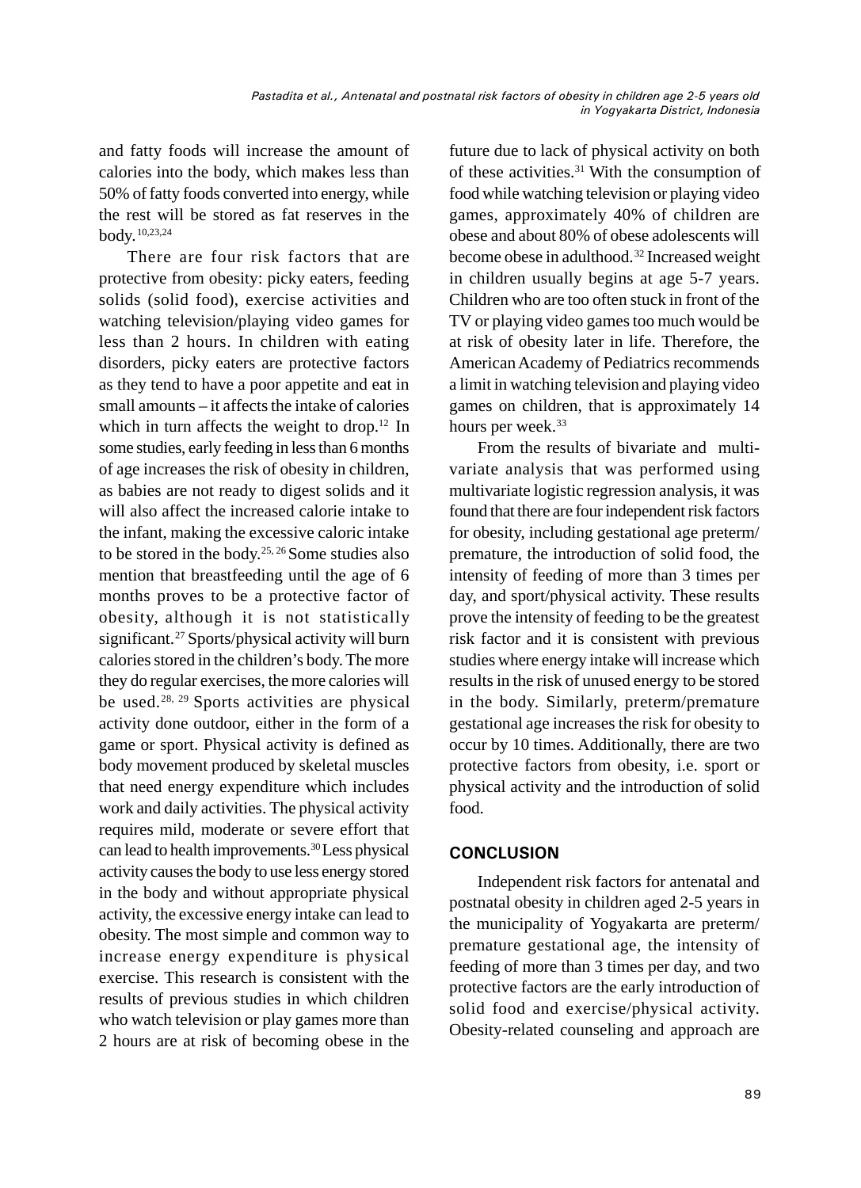and fatty foods will increase the amount of calories into the body, which makes less than 50% of fatty foods converted into energy, while the rest will be stored as fat reserves in the body.[10,23,24]

There are four risk factors that are protective from obesity: picky eaters, feeding solids (solid food), exercise activities and watching television/playing video games for less than 2 hours. In children with eating disorders, picky eaters are protective factors as they tend to have a poor appetite and eat in small amounts – it affects the intake of calories which in turn affects the weight to drop.[12] In some studies, early feeding in less than 6 months of age increases the risk of obesity in children, as babies are not ready to digest solids and it will also affect the increased calorie intake to the infant, making the excessive caloric intake to be stored in the body.[25, 26] Some studies also mention that breastfeeding until the age of 6 months proves to be a protective factor of obesity, although it is not statistically significant.[27] Sports/physical activity will burn calories stored in the children's body. The more they do regular exercises, the more calories will be used.[28, 29] Sports activities are physical activity done outdoor, either in the form of a game or sport. Physical activity is defined as body movement produced by skeletal muscles that need energy expenditure which includes work and daily activities. The physical activity requires mild, moderate or severe effort that can lead to health improvements.[30] Less physical activity causes the body to use less energy stored in the body and without appropriate physical activity, the excessive energy intake can lead to obesity. The most simple and common way to increase energy expenditure is physical exercise. This research is consistent with the results of previous studies in which children who watch television or play games more than 2 hours are at risk of becoming obese in the future due to lack of physical activity on both of these activities.[31] With the consumption of food while watching television or playing video games, approximately 40% of children are obese and about 80% of obese adolescents will become obese in adulthood.[32] Increased weight in children usually begins at age 5-7 years. Children who are too often stuck in front of the TV or playing video games too much would be at risk of obesity later in life. Therefore, the American Academy of Pediatrics recommends a limit in watching television and playing video games on children, that is approximately 14 hours per week.[33]

From the results of bivariate and multivariate analysis that was performed using multivariate logistic regression analysis, it was found that there are four independent risk factors for obesity, including gestational age preterm/ premature, the introduction of solid food, the intensity of feeding of more than 3 times per day, and sport/physical activity. These results prove the intensity of feeding to be the greatest risk factor and it is consistent with previous studies where energy intake will increase which results in the risk of unused energy to be stored in the body. Similarly, preterm/premature gestational age increases the risk for obesity to occur by 10 times. Additionally, there are two protective factors from obesity, i.e. sport or physical activity and the introduction of solid food.

## CONCLUSION

Independent risk factors for antenatal and postnatal obesity in children aged 2-5 years in the municipality of Yogyakarta are preterm/ premature gestational age, the intensity of feeding of more than 3 times per day, and two protective factors are the early introduction of solid food and exercise/physical activity. Obesity-related counseling and approach are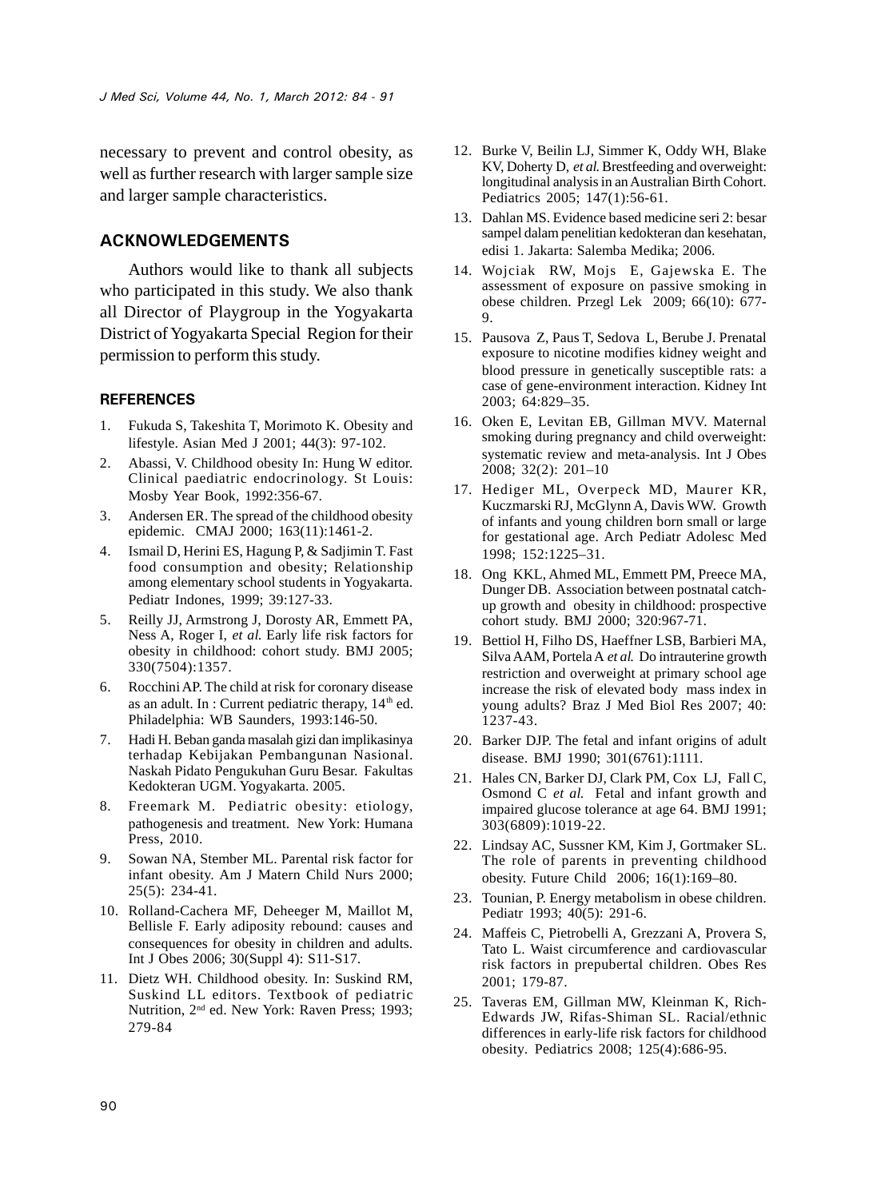necessary to prevent and control obesity, as well as further research with larger sample size and larger sample characteristics.

## ACKNOWLEDGEMENTS

Authors would like to thank all subjects who participated in this study. We also thank all Director of Playgroup in the Yogyakarta District of Yogyakarta Special Region for their permission to perform this study.

## REFERENCES

1. Fukuda S, Takeshita T, Morimoto K. Obesity and lifestyle. Asian Med J 2001; 44(3): 97-102.
2. Abassi, V. Childhood obesity In: Hung W editor. Clinical paediatric endocrinology. St Louis: Mosby Year Book, 1992:356-67.
3. Andersen ER. The spread of the childhood obesity epidemic. CMAJ 2000; 163(11):1461-2.
4. Ismail D, Herini ES, Hagung P, & Sadjimin T. Fast food consumption and obesity; Relationship among elementary school students in Yogyakarta. Pediatr Indones, 1999; 39:127-33.
5. Reilly JJ, Armstrong J, Dorosty AR, Emmett PA, Ness A, Roger I, *et al.* Early life risk factors for obesity in childhood: cohort study. BMJ 2005; 330(7504):1357.
6. Rocchini AP. The child at risk for coronary disease as an adult. In : Current pediatric therapy, 14th ed. Philadelphia: WB Saunders, 1993:146-50.
7. Hadi H. Beban ganda masalah gizi dan implikasinya terhadap Kebijakan Pembangunan Nasional. Naskah Pidato Pengukuhan Guru Besar. Fakultas Kedokteran UGM. Yogyakarta. 2005.
8. Freemark M. Pediatric obesity: etiology, pathogenesis and treatment. New York: Humana Press, 2010.
9. Sowan NA, Stember ML. Parental risk factor for infant obesity. Am J Matern Child Nurs 2000; 25(5): 234-41.
10. Rolland-Cachera MF, Deheeger M, Maillot M, Bellisle F. Early adiposity rebound: causes and consequences for obesity in children and adults. Int J Obes 2006; 30(Suppl 4): S11-S17.
11. Dietz WH. Childhood obesity. In: Suskind RM, Suskind LL editors. Textbook of pediatric Nutrition, 2nd ed. New York: Raven Press; 1993; 279-84
12. Burke V, Beilin LJ, Simmer K, Oddy WH, Blake KV, Doherty D, *et al.* Brestfeeding and overweight: longitudinal analysis in an Australian Birth Cohort. Pediatrics 2005; 147(1):56-61.
13. Dahlan MS. Evidence based medicine seri 2: besar sampel dalam penelitian kedokteran dan kesehatan, edisi 1. Jakarta: Salemba Medika; 2006.
14. Wojciak RW, Mojs E, Gajewska E. The assessment of exposure on passive smoking in obese children. Przegl Lek 2009; 66(10): 677-9.
15. Pausova Z, Paus T, Sedova L, Berube J. Prenatal exposure to nicotine modifies kidney weight and blood pressure in genetically susceptible rats: a case of gene-environment interaction. Kidney Int 2003; 64:829–35.
16. Oken E, Levitan EB, Gillman MVV. Maternal smoking during pregnancy and child overweight: systematic review and meta-analysis. Int J Obes 2008; 32(2): 201–10
17. Hediger ML, Overpeck MD, Maurer KR, Kuczmarski RJ, McGlynn A, Davis WW. Growth of infants and young children born small or large for gestational age. Arch Pediatr Adolesc Med 1998; 152:1225–31.
18. Ong KKL, Ahmed ML, Emmett PM, Preece MA, Dunger DB. Association between postnatal catch-up growth and obesity in childhood: prospective cohort study. BMJ 2000; 320:967-71.
19. Bettiol H, Filho DS, Haeffner LSB, Barbieri MA, Silva AAM, Portela A *et al.* Do intrauterine growth restriction and overweight at primary school age increase the risk of elevated body mass index in young adults? Braz J Med Biol Res 2007; 40: 1237-43.
20. Barker DJP. The fetal and infant origins of adult disease. BMJ 1990; 301(6761):1111.
21. Hales CN, Barker DJ, Clark PM, Cox LJ, Fall C, Osmond C *et al.* Fetal and infant growth and impaired glucose tolerance at age 64. BMJ 1991; 303(6809):1019-22.
22. Lindsay AC, Sussner KM, Kim J, Gortmaker SL. The role of parents in preventing childhood obesity. Future Child 2006; 16(1):169–80.
23. Tounian, P. Energy metabolism in obese children. Pediatr 1993; 40(5): 291-6.
24. Maffeis C, Pietrobelli A, Grezzani A, Provera S, Tato L. Waist circumference and cardiovascular risk factors in prepubertal children. Obes Res 2001; 179-87.
25. Taveras EM, Gillman MW, Kleinman K, Rich-Edwards JW, Rifas-Shiman SL. Racial/ethnic differences in early-life risk factors for childhood obesity. Pediatrics 2008; 125(4):686-95.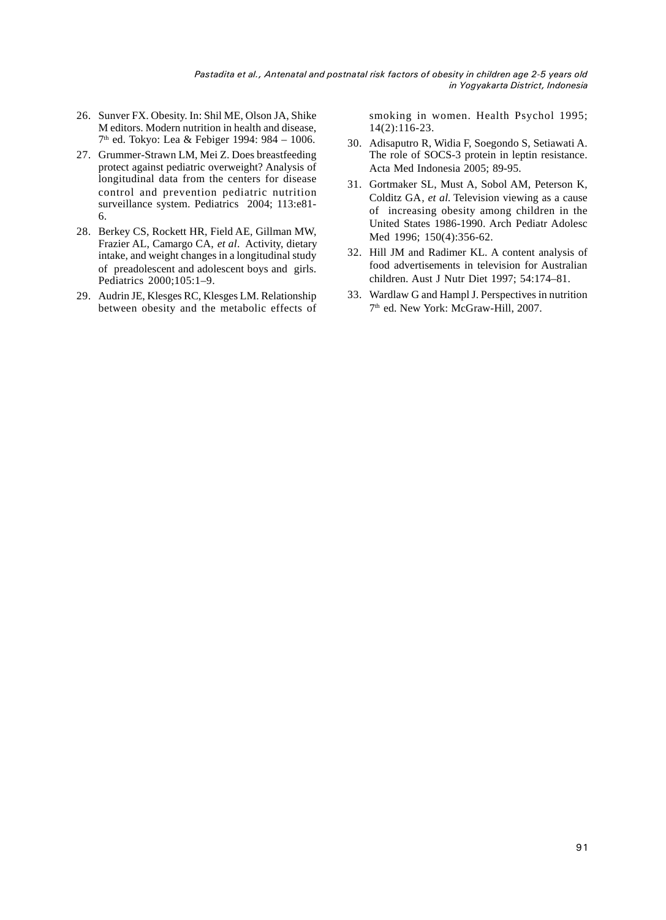26. Sunver FX. Obesity. In: Shil ME, Olson JA, Shike M editors. Modern nutrition in health and disease, 7th ed. Tokyo: Lea & Febiger 1994: 984 – 1006.
27. Grummer-Strawn LM, Mei Z. Does breastfeeding protect against pediatric overweight? Analysis of longitudinal data from the centers for disease control and prevention pediatric nutrition surveillance system. Pediatrics 2004; 113:e81-6.
28. Berkey CS, Rockett HR, Field AE, Gillman MW, Frazier AL, Camargo CA, *et al*. Activity, dietary intake, and weight changes in a longitudinal study of preadolescent and adolescent boys and girls. Pediatrics 2000;105:1–9.
29. Audrin JE, Klesges RC, Klesges LM. Relationship between obesity and the metabolic effects of smoking in women. Health Psychol 1995; 14(2):116-23.
30. Adisaputro R, Widia F, Soegondo S, Setiawati A. The role of SOCS-3 protein in leptin resistance. Acta Med Indonesia 2005; 89-95.
31. Gortmaker SL, Must A, Sobol AM, Peterson K, Colditz GA, *et al.* Television viewing as a cause of increasing obesity among children in the United States 1986-1990. Arch Pediatr Adolesc Med 1996; 150(4):356-62.
32. Hill JM and Radimer KL. A content analysis of food advertisements in television for Australian children. Aust J Nutr Diet 1997; 54:174–81.
33. Wardlaw G and Hampl J. Perspectives in nutrition 7th ed. New York: McGraw-Hill, 2007.